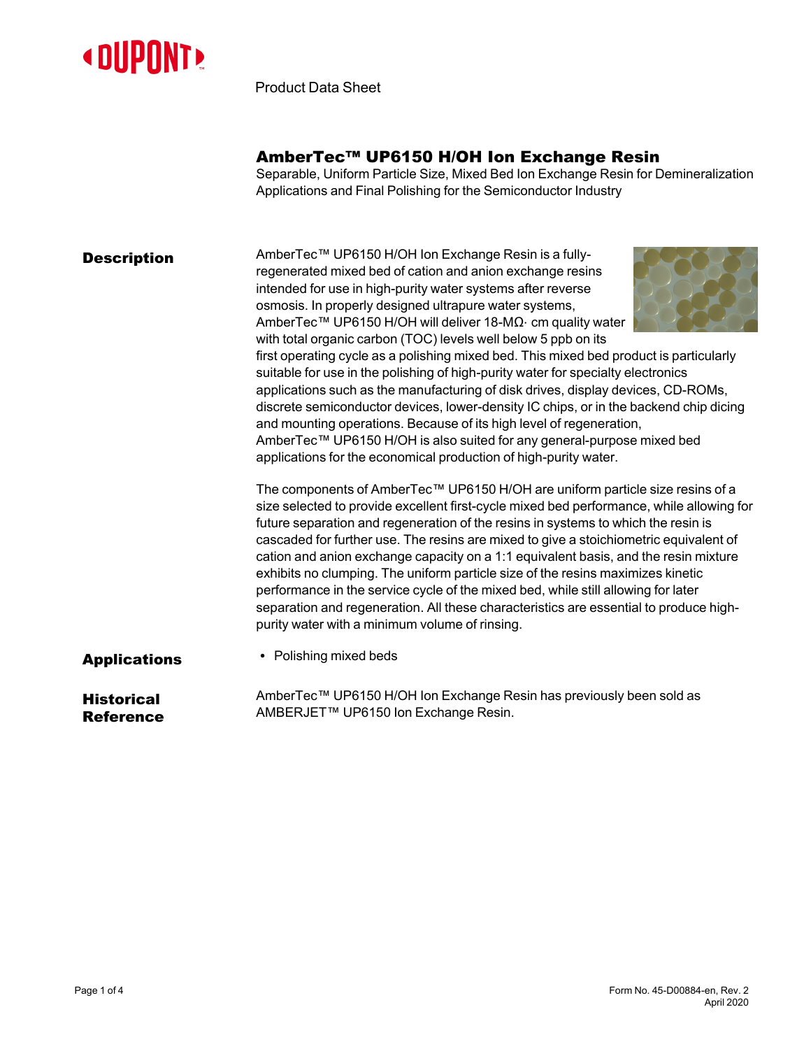Product Data Sheet

# AmberTec™ UP6150 H/OH Ion Exchange Resin

Separable, Uniform Particle Size, Mixed Bed Ion Exchange Resin for Demineralization Applications and Final Polishing for the Semiconductor Industry

## Description

AmberTec™ UP6150 H/OH Ion Exchange Resin is a fully-regenerated mixed bed of cation and anion exchange resins intended for use in high-purity water systems after reverse osmosis. In properly designed ultrapure water systems, AmberTec™ UP6150 H/OH will deliver 18-MΩ· cm quality water with total organic carbon (TOC) levels well below 5 ppb on its first operating cycle as a polishing mixed bed. This mixed bed product is particularly suitable for use in the polishing of high-purity water for specialty electronics applications such as the manufacturing of disk drives, display devices, CD-ROMs, discrete semiconductor devices, lower-density IC chips, or in the backend chip dicing and mounting operations. Because of its high level of regeneration, AmberTec™ UP6150 H/OH is also suited for any general-purpose mixed bed applications for the economical production of high-purity water.

The components of AmberTec™ UP6150 H/OH are uniform particle size resins of a size selected to provide excellent first-cycle mixed bed performance, while allowing for future separation and regeneration of the resins in systems to which the resin is cascaded for further use. The resins are mixed to give a stoichiometric equivalent of cation and anion exchange capacity on a 1:1 equivalent basis, and the resin mixture exhibits no clumping. The uniform particle size of the resins maximizes kinetic performance in the service cycle of the mixed bed, while still allowing for later separation and regeneration. All these characteristics are essential to produce high-purity water with a minimum volume of rinsing.

## Applications

- Polishing mixed beds

## Historical Reference

AmberTec™ UP6150 H/OH Ion Exchange Resin has previously been sold as AMBERJET™ UP6150 Ion Exchange Resin.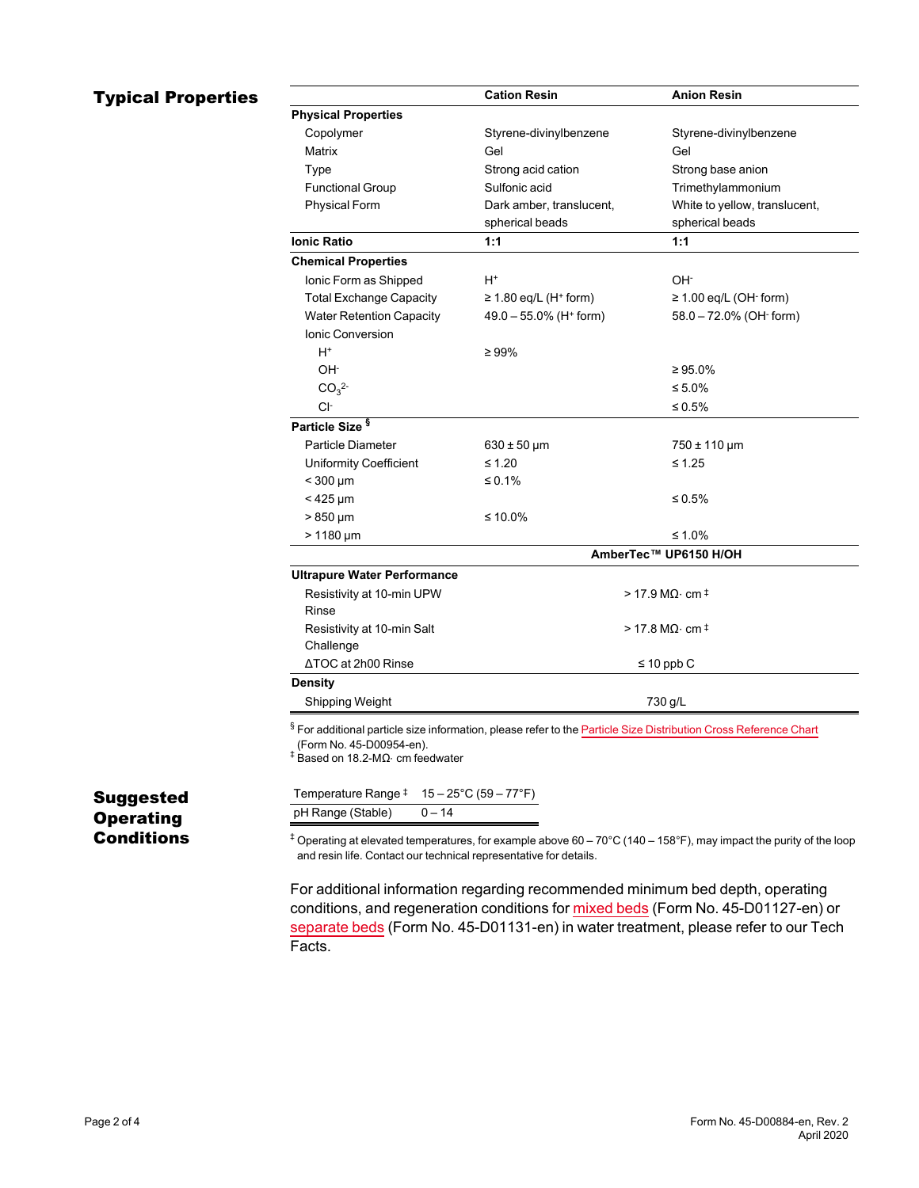## Typical Properties

| | Cation Resin | Anion Resin |
|---|---|---|
| **Physical Properties** | | |
| Copolymer | Styrene-divinylbenzene | Styrene-divinylbenzene |
| Matrix | Gel | Gel |
| Type | Strong acid cation | Strong base anion |
| Functional Group | Sulfonic acid | Trimethylammonium |
| Physical Form | Dark amber, translucent, spherical beads | White to yellow, translucent, spherical beads |
| **Ionic Ratio** | **1:1** | **1:1** |
| **Chemical Properties** | | |
| Ionic Form as Shipped | $H^+$ | $OH^-$ |
| Total Exchange Capacity | ≥ 1.80 eq/L ($H^+$ form) | ≥ 1.00 eq/L ($OH^-$ form) |
| Water Retention Capacity | 49.0 – 55.0% ($H^+$ form) | 58.0 – 72.0% ($OH^-$ form) |
| Ionic Conversion | | |
| $H^+$ | ≥ 99% | |
| $OH^-$ | | ≥ 95.0% |
| $CO_3^{2-}$ | | ≤ 5.0% |
| $Cl^-$ | | ≤ 0.5% |
| **Particle Size** § | | |
| Particle Diameter | 630 ± 50 µm | 750 ± 110 µm |
| Uniformity Coefficient | ≤ 1.20 | ≤ 1.25 |
| < 300 µm | ≤ 0.1% | |
| < 425 µm | | ≤ 0.5% |
| > 850 µm | ≤ 10.0% | |
| > 1180 µm | | ≤ 1.0% |
| | **AmberTec™ UP6150 H/OH** | |
| **Ultrapure Water Performance** | | |
| Resistivity at 10-min UPW Rinse | > 17.9 MΩ· cm ‡ | |
| Resistivity at 10-min Salt Challenge | > 17.8 MΩ· cm ‡ | |
| ΔTOC at 2h00 Rinse | ≤ 10 ppb C | |
| **Density** | | |
| Shipping Weight | 730 g/L | |

§ For additional particle size information, please refer to the Particle Size Distribution Cross Reference Chart (Form No. 45-D00954-en).
‡ Based on 18.2-MΩ· cm feedwater

## Suggested Operating Conditions

| | |
|---|---|
| Temperature Range ‡ | 15 – 25°C (59 – 77°F) |
| pH Range (Stable) | 0 – 14 |

‡ Operating at elevated temperatures, for example above 60 – 70°C (140 – 158°F), may impact the purity of the loop and resin life. Contact our technical representative for details.

For additional information regarding recommended minimum bed depth, operating conditions, and regeneration conditions for mixed beds (Form No. 45-D01127-en) or separate beds (Form No. 45-D01131-en) in water treatment, please refer to our Tech Facts.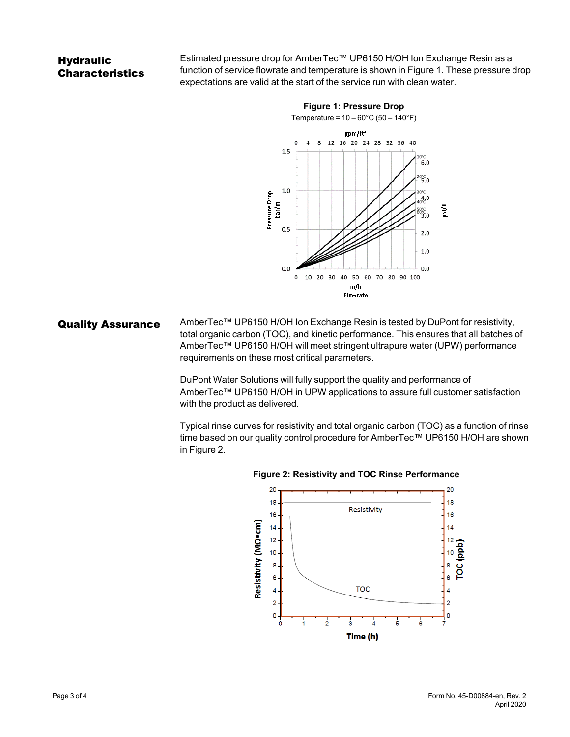## Hydraulic Characteristics

Estimated pressure drop for AmberTec™ UP6150 H/OH Ion Exchange Resin as a function of service flowrate and temperature is shown in Figure 1. These pressure drop expectations are valid at the start of the service run with clean water.

**Figure 1: Pressure Drop**

Temperature = 10 – 60°C (50 – 140°F)

## Quality Assurance

AmberTec™ UP6150 H/OH Ion Exchange Resin is tested by DuPont for resistivity, total organic carbon (TOC), and kinetic performance. This ensures that all batches of AmberTec™ UP6150 H/OH will meet stringent ultrapure water (UPW) performance requirements on these most critical parameters.

DuPont Water Solutions will fully support the quality and performance of AmberTec™ UP6150 H/OH in UPW applications to assure full customer satisfaction with the product as delivered.

Typical rinse curves for resistivity and total organic carbon (TOC) as a function of rinse time based on our quality control procedure for AmberTec™ UP6150 H/OH are shown in Figure 2.

**Figure 2: Resistivity and TOC Rinse Performance**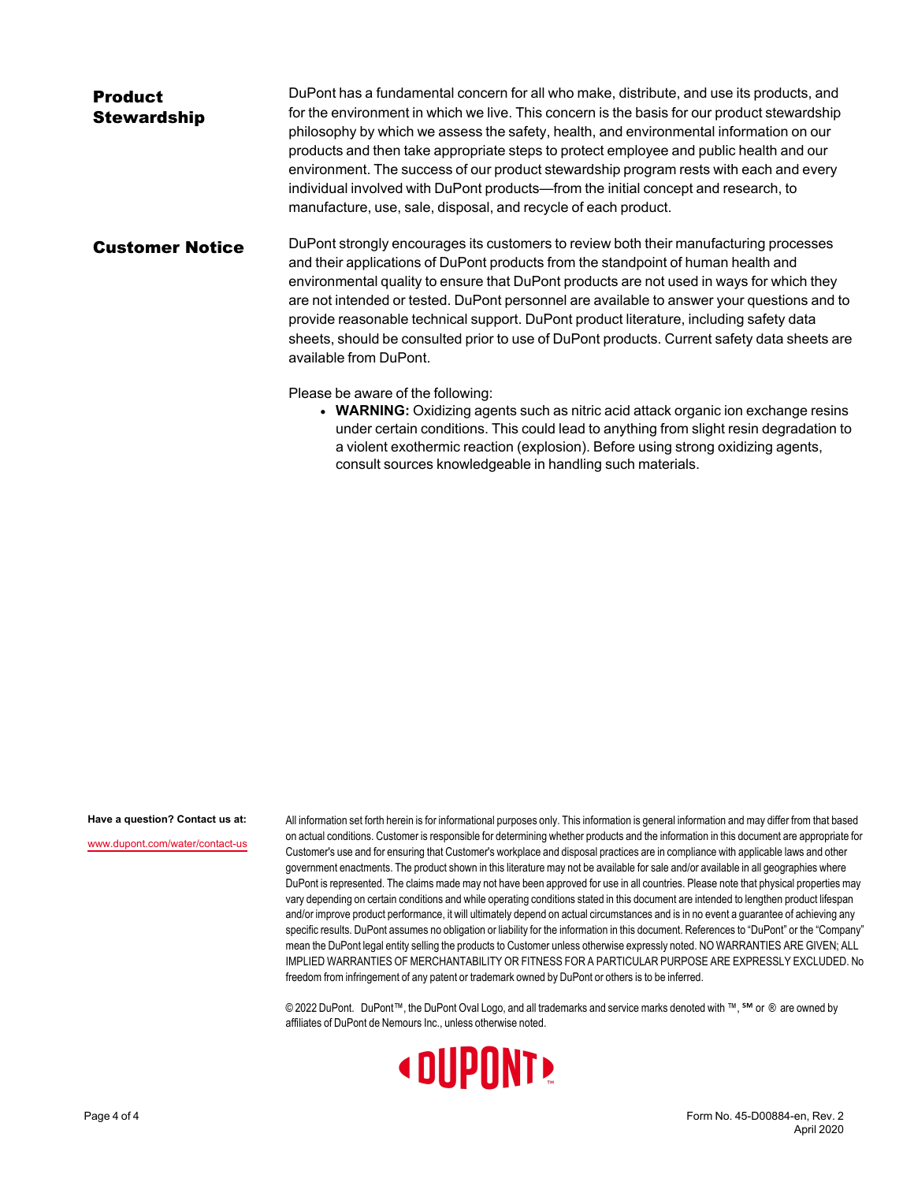## Product Stewardship

DuPont has a fundamental concern for all who make, distribute, and use its products, and for the environment in which we live. This concern is the basis for our product stewardship philosophy by which we assess the safety, health, and environmental information on our products and then take appropriate steps to protect employee and public health and our environment. The success of our product stewardship program rests with each and every individual involved with DuPont products—from the initial concept and research, to manufacture, use, sale, disposal, and recycle of each product.

## Customer Notice

DuPont strongly encourages its customers to review both their manufacturing processes and their applications of DuPont products from the standpoint of human health and environmental quality to ensure that DuPont products are not used in ways for which they are not intended or tested. DuPont personnel are available to answer your questions and to provide reasonable technical support. DuPont product literature, including safety data sheets, should be consulted prior to use of DuPont products. Current safety data sheets are available from DuPont.

Please be aware of the following:

- **WARNING:** Oxidizing agents such as nitric acid attack organic ion exchange resins under certain conditions. This could lead to anything from slight resin degradation to a violent exothermic reaction (explosion). Before using strong oxidizing agents, consult sources knowledgeable in handling such materials.

**Have a question? Contact us at:**

www.dupont.com/water/contact-us

All information set forth herein is for informational purposes only. This information is general information and may differ from that based on actual conditions. Customer is responsible for determining whether products and the information in this document are appropriate for Customer's use and for ensuring that Customer's workplace and disposal practices are in compliance with applicable laws and other government enactments. The product shown in this literature may not be available for sale and/or available in all geographies where DuPont is represented. The claims made may not have been approved for use in all countries. Please note that physical properties may vary depending on certain conditions and while operating conditions stated in this document are intended to lengthen product lifespan and/or improve product performance, it will ultimately depend on actual circumstances and is in no event a guarantee of achieving any specific results. DuPont assumes no obligation or liability for the information in this document. References to "DuPont" or the "Company" mean the DuPont legal entity selling the products to Customer unless otherwise expressly noted. NO WARRANTIES ARE GIVEN; ALL IMPLIED WARRANTIES OF MERCHANTABILITY OR FITNESS FOR A PARTICULAR PURPOSE ARE EXPRESSLY EXCLUDED. No freedom from infringement of any patent or trademark owned by DuPont or others is to be inferred.

© 2022 DuPont. DuPont™, the DuPont Oval Logo, and all trademarks and service marks denoted with ™, ℠ or ® are owned by affiliates of DuPont de Nemours Inc., unless otherwise noted.

Form No. 45-D00884-en, Rev. 2
April 2020